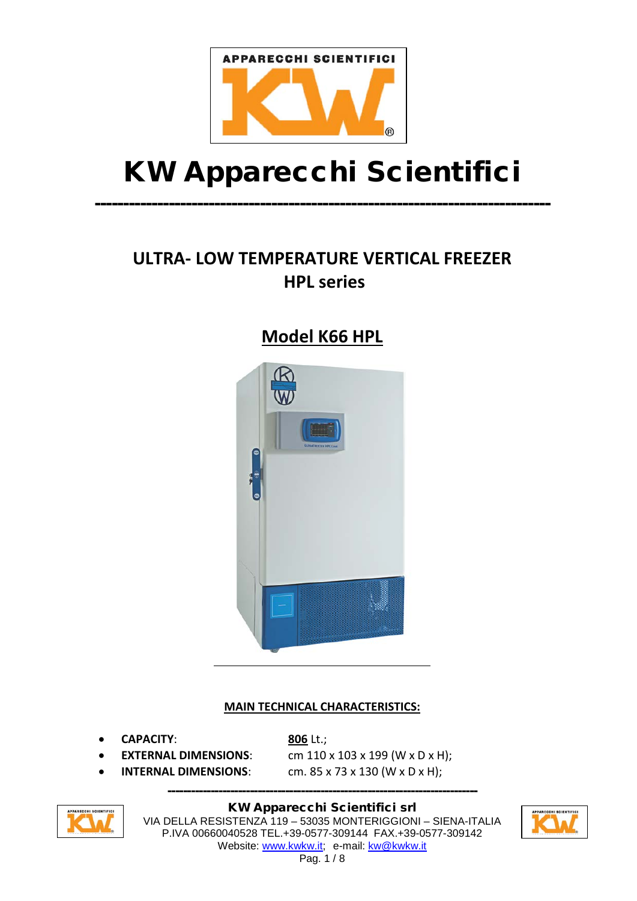# KW Apparecchi Scientifici

## ULTRA- LOW TEMPERATURE VERTICAL FREEZER
## HPL series

## Model K66 HPL

**MAIN TECHNICAL CHARACTERISTICS:**

- **CAPACITY**: **806** Lt.;
- **EXTERNAL DIMENSIONS**: cm 110 x 103 x 199 (W x D x H);
- **INTERNAL DIMENSIONS**: cm. 85 x 73 x 130 (W x D x H);

**KW Apparecchi Scientifici srl**
VIA DELLA RESISTENZA 119 – 53035 MONTERIGGIONI – SIENA-ITALIA
P.IVA 00660040528 TEL.+39-0577-309144 FAX.+39-0577-309142
Website: www.kwkw.it; e-mail: kw@kwkw.it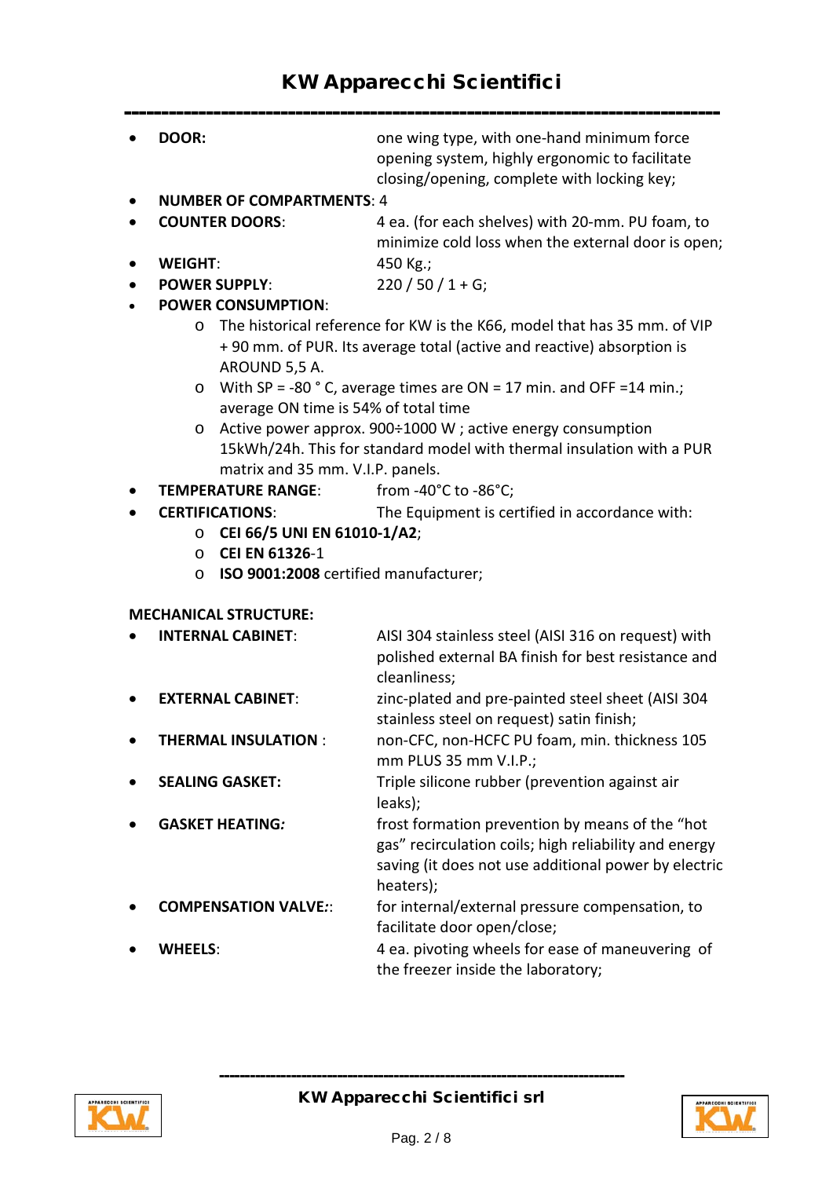- **DOOR:** one wing type, with one-hand minimum force opening system, highly ergonomic to facilitate closing/opening, complete with locking key;
- **NUMBER OF COMPARTMENTS**: 4
- **COUNTER DOORS**: 4 ea. (for each shelves) with 20-mm. PU foam, to minimize cold loss when the external door is open;
- **WEIGHT**: 450 Kg.;
- **POWER SUPPLY**: 220 / 50 / 1 + G;
- **POWER CONSUMPTION**:
    - The historical reference for KW is the K66, model that has 35 mm. of VIP + 90 mm. of PUR. Its average total (active and reactive) absorption is AROUND 5,5 A.
    - With SP = -80 ° C, average times are ON = 17 min. and OFF =14 min.; average ON time is 54% of total time
    - Active power approx. 900÷1000 W ; active energy consumption 15kWh/24h. This for standard model with thermal insulation with a PUR matrix and 35 mm. V.I.P. panels.
- **TEMPERATURE RANGE**: from -40°C to -86°C;
- **CERTIFICATIONS**: The Equipment is certified in accordance with:
    - **CEI 66/5 UNI EN 61010-1/A2**;
    - **CEI EN 61326**-1
    - **ISO 9001:2008** certified manufacturer;

**MECHANICAL STRUCTURE:**

- **INTERNAL CABINET**: AISI 304 stainless steel (AISI 316 on request) with polished external BA finish for best resistance and cleanliness;
- **EXTERNAL CABINET**: zinc-plated and pre-painted steel sheet (AISI 304 stainless steel on request) satin finish;
- **THERMAL INSULATION** : non-CFC, non-HCFC PU foam, min. thickness 105 mm PLUS 35 mm V.I.P.;
- **SEALING GASKET:** Triple silicone rubber (prevention against air leaks);
- **GASKET HEATING*:*** frost formation prevention by means of the "hot gas" recirculation coils; high reliability and energy saving (it does not use additional power by electric heaters);
- **COMPENSATION VALVE*:***: for internal/external pressure compensation, to facilitate door open/close;
- **WHEELS**: 4 ea. pivoting wheels for ease of maneuvering of the freezer inside the laboratory;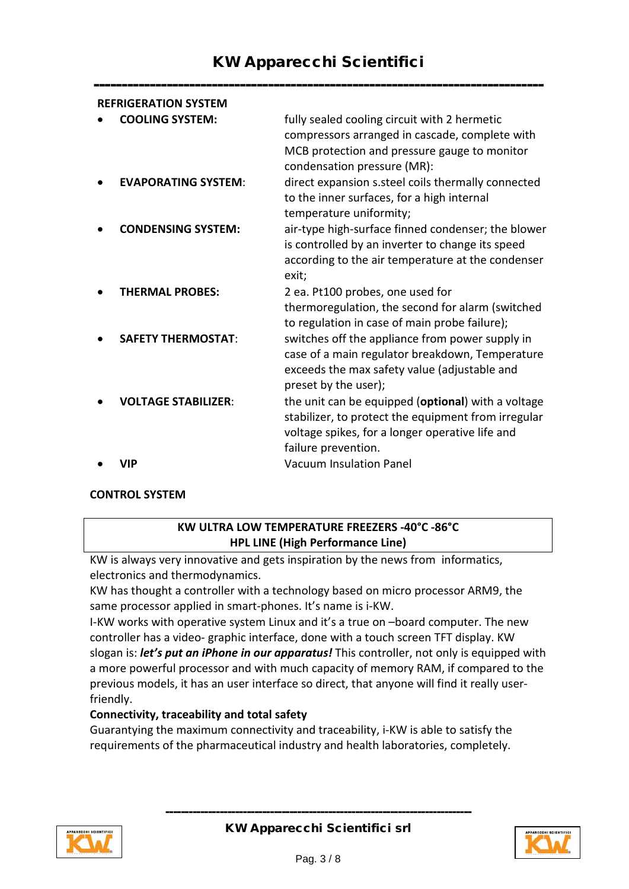**REFRIGERATION SYSTEM**

- **COOLING SYSTEM:** fully sealed cooling circuit with 2 hermetic compressors arranged in cascade, complete with MCB protection and pressure gauge to monitor condensation pressure (MR):
- **EVAPORATING SYSTEM**: direct expansion s.steel coils thermally connected to the inner surfaces, for a high internal temperature uniformity;
- **CONDENSING SYSTEM:** air-type high-surface finned condenser; the blower is controlled by an inverter to change its speed according to the air temperature at the condenser exit;
- **THERMAL PROBES:** 2 ea. Pt100 probes, one used for thermoregulation, the second for alarm (switched to regulation in case of main probe failure);
- **SAFETY THERMOSTAT**: switches off the appliance from power supply in case of a main regulator breakdown, Temperature exceeds the max safety value (adjustable and preset by the user);
- **VOLTAGE STABILIZER**: the unit can be equipped (**optional**) with a voltage stabilizer, to protect the equipment from irregular voltage spikes, for a longer operative life and failure prevention.
- **VIP** Vacuum Insulation Panel

**CONTROL SYSTEM**

| **KW ULTRA LOW TEMPERATURE FREEZERS -40°C -86°C**<br>**HPL LINE (High Performance Line)** |
|---|

KW is always very innovative and gets inspiration by the news from informatics, electronics and thermodynamics.
KW has thought a controller with a technology based on micro processor ARM9, the same processor applied in smart-phones. It's name is i-KW.
I-KW works with operative system Linux and it's a true on –board computer. The new controller has a video- graphic interface, done with a touch screen TFT display. KW slogan is: ***let's put an iPhone in our apparatus!*** This controller, not only is equipped with a more powerful processor and with much capacity of memory RAM, if compared to the previous models, it has an user interface so direct, that anyone will find it really user-friendly.

**Connectivity, traceability and total safety**

Guarantying the maximum connectivity and traceability, i-KW is able to satisfy the requirements of the pharmaceutical industry and health laboratories, completely.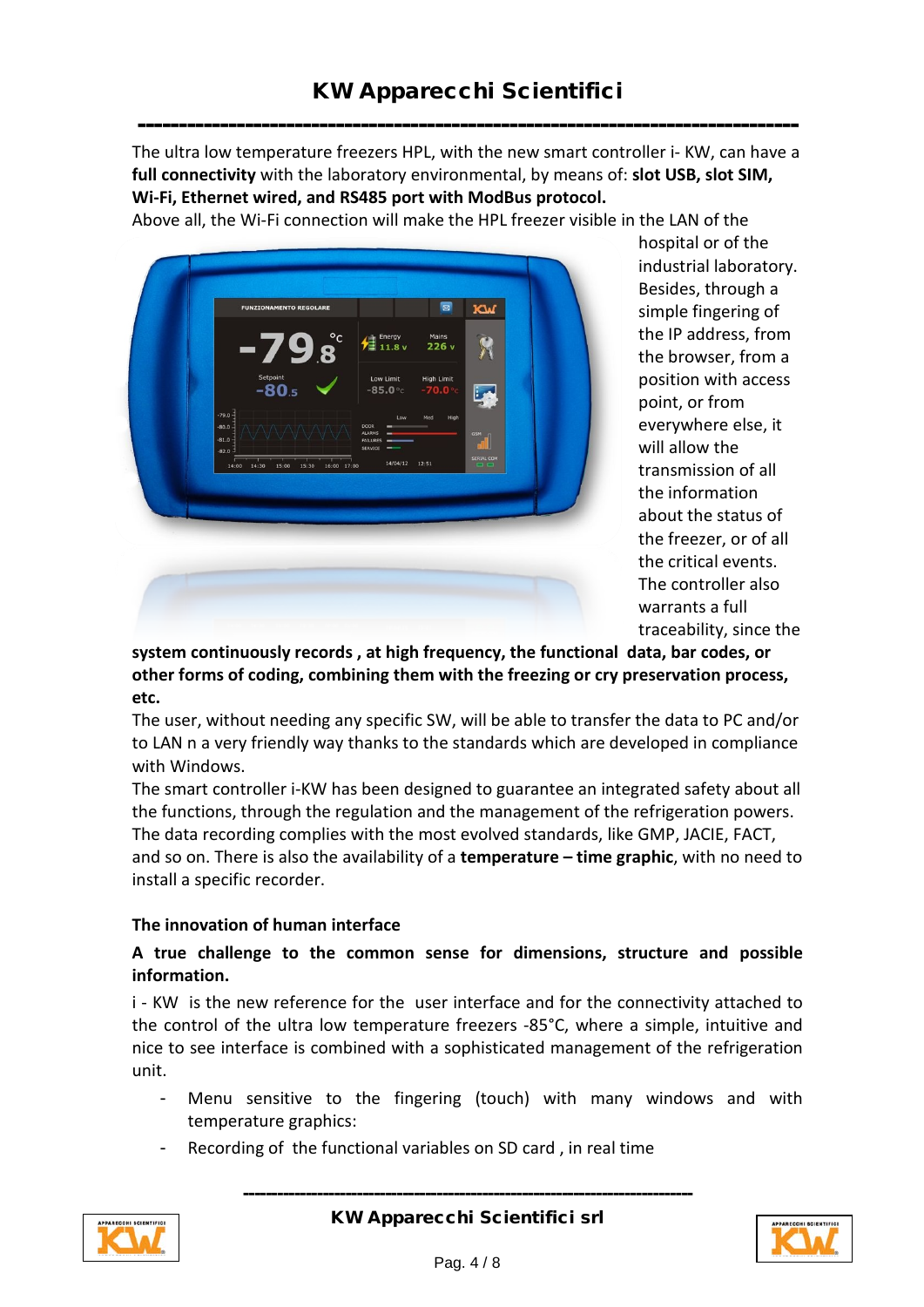The ultra low temperature freezers HPL, with the new smart controller i- KW, can have a **full connectivity** with the laboratory environmental, by means of: **slot USB, slot SIM, Wi-Fi, Ethernet wired, and RS485 port with ModBus protocol.**

Above all, the Wi-Fi connection will make the HPL freezer visible in the LAN of the hospital or of the industrial laboratory. Besides, through a simple fingering of the IP address, from the browser, from a position with access point, or from everywhere else, it will allow the transmission of all the information about the status of the freezer, or of all the critical events. The controller also warrants a full traceability, since the **system continuously records , at high frequency, the functional data, bar codes, or other forms of coding, combining them with the freezing or cry preservation process, etc.**

The user, without needing any specific SW, will be able to transfer the data to PC and/or to LAN n a very friendly way thanks to the standards which are developed in compliance with Windows.

The smart controller i-KW has been designed to guarantee an integrated safety about all the functions, through the regulation and the management of the refrigeration powers. The data recording complies with the most evolved standards, like GMP, JACIE, FACT, and so on. There is also the availability of a **temperature – time graphic**, with no need to install a specific recorder.

**The innovation of human interface**

**A true challenge to the common sense for dimensions, structure and possible information.**

i - KW is the new reference for the user interface and for the connectivity attached to the control of the ultra low temperature freezers -85°C, where a simple, intuitive and nice to see interface is combined with a sophisticated management of the refrigeration unit.

- Menu sensitive to the fingering (touch) with many windows and with temperature graphics:
- Recording of the functional variables on SD card , in real time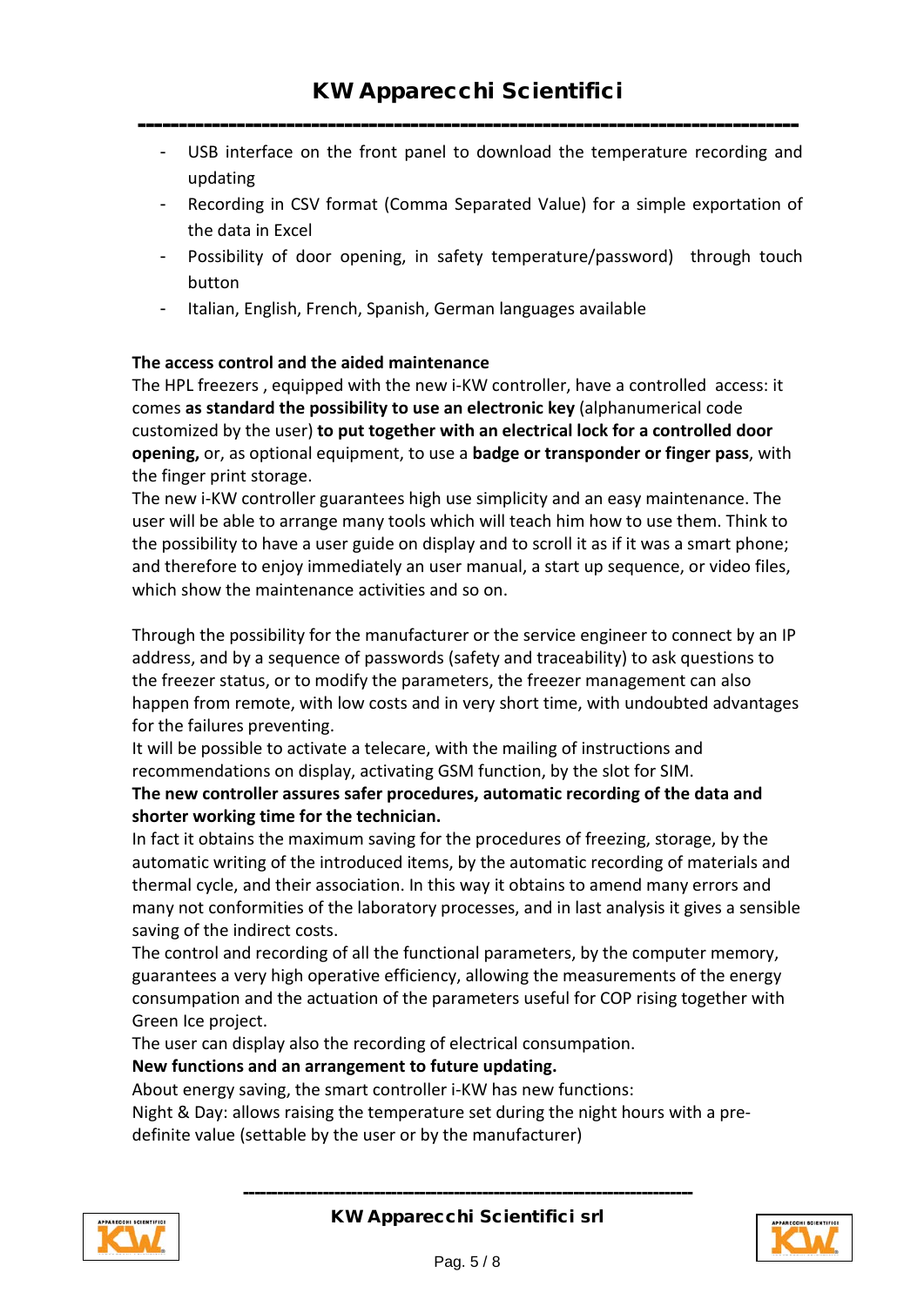- USB interface on the front panel to download the temperature recording and updating
- Recording in CSV format (Comma Separated Value) for a simple exportation of the data in Excel
- Possibility of door opening, in safety temperature/password) through touch button
- Italian, English, French, Spanish, German languages available

**The access control and the aided maintenance**

The HPL freezers , equipped with the new i-KW controller, have a controlled access: it comes **as standard the possibility to use an electronic key** (alphanumerical code customized by the user) **to put together with an electrical lock for a controlled door opening,** or, as optional equipment, to use a **badge or transponder or finger pass**, with the finger print storage.

The new i-KW controller guarantees high use simplicity and an easy maintenance. The user will be able to arrange many tools which will teach him how to use them. Think to the possibility to have a user guide on display and to scroll it as if it was a smart phone; and therefore to enjoy immediately an user manual, a start up sequence, or video files, which show the maintenance activities and so on.

Through the possibility for the manufacturer or the service engineer to connect by an IP address, and by a sequence of passwords (safety and traceability) to ask questions to the freezer status, or to modify the parameters, the freezer management can also happen from remote, with low costs and in very short time, with undoubted advantages for the failures preventing.

It will be possible to activate a telecare, with the mailing of instructions and recommendations on display, activating GSM function, by the slot for SIM.

**The new controller assures safer procedures, automatic recording of the data and shorter working time for the technician.**

In fact it obtains the maximum saving for the procedures of freezing, storage, by the automatic writing of the introduced items, by the automatic recording of materials and thermal cycle, and their association. In this way it obtains to amend many errors and many not conformities of the laboratory processes, and in last analysis it gives a sensible saving of the indirect costs.

The control and recording of all the functional parameters, by the computer memory, guarantees a very high operative efficiency, allowing the measurements of the energy consumpation and the actuation of the parameters useful for COP rising together with Green Ice project.

The user can display also the recording of electrical consumpation.

**New functions and an arrangement to future updating.**

About energy saving, the smart controller i-KW has new functions:

Night & Day: allows raising the temperature set during the night hours with a pre-definite value (settable by the user or by the manufacturer)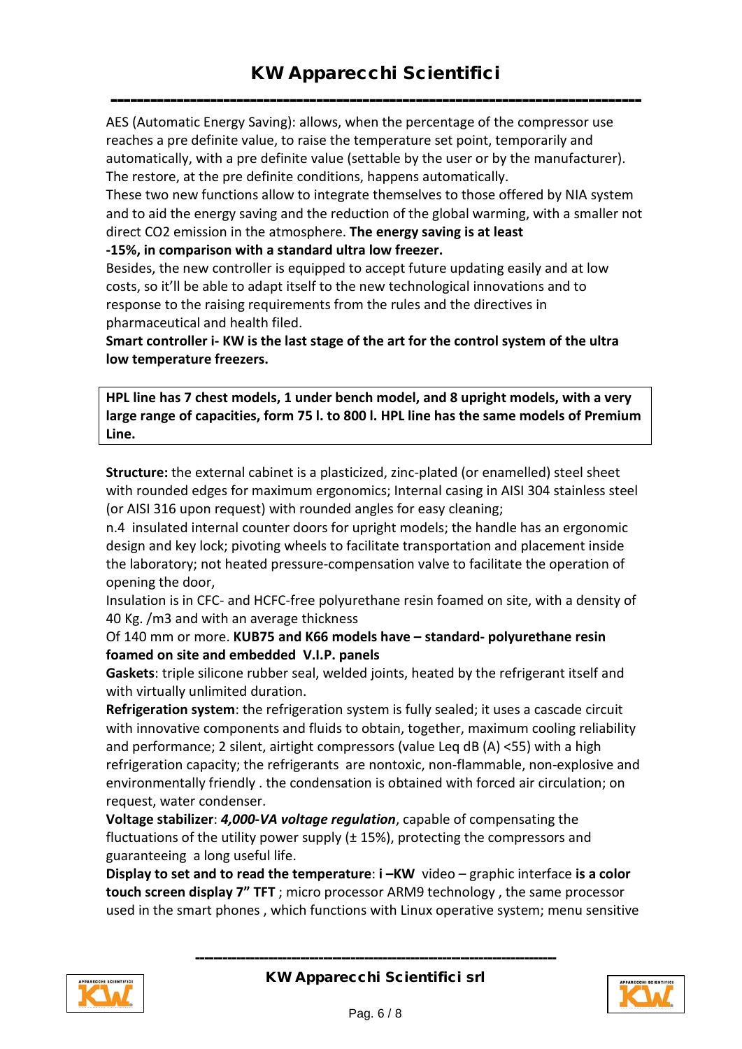AES (Automatic Energy Saving): allows, when the percentage of the compressor use reaches a pre definite value, to raise the temperature set point, temporarily and automatically, with a pre definite value (settable by the user or by the manufacturer). The restore, at the pre definite conditions, happens automatically.

These two new functions allow to integrate themselves to those offered by NIA system and to aid the energy saving and the reduction of the global warming, with a smaller not direct $CO_2$ emission in the atmosphere. **The energy saving is at least -15%, in comparison with a standard ultra low freezer.**

Besides, the new controller is equipped to accept future updating easily and at low costs, so it'll be able to adapt itself to the new technological innovations and to response to the raising requirements from the rules and the directives in pharmaceutical and health filed.

**Smart controller i- KW is the last stage of the art for the control system of the ultra low temperature freezers.**

**HPL line has 7 chest models, 1 under bench model, and 8 upright models, with a very large range of capacities, form 75 l. to 800 l. HPL line has the same models of Premium Line.**

**Structure:** the external cabinet is a plasticized, zinc-plated (or enamelled) steel sheet with rounded edges for maximum ergonomics; Internal casing in AISI 304 stainless steel (or AISI 316 upon request) with rounded angles for easy cleaning;

n.4 insulated internal counter doors for upright models; the handle has an ergonomic design and key lock; pivoting wheels to facilitate transportation and placement inside the laboratory; not heated pressure-compensation valve to facilitate the operation of opening the door,

Insulation is in CFC- and HCFC-free polyurethane resin foamed on site, with a density of 40 Kg. /m3 and with an average thickness

Of 140 mm or more. **KUB75 and K66 models have – standard- polyurethane resin foamed on site and embedded V.I.P. panels**

**Gaskets**: triple silicone rubber seal, welded joints, heated by the refrigerant itself and with virtually unlimited duration.

**Refrigeration system**: the refrigeration system is fully sealed; it uses a cascade circuit with innovative components and fluids to obtain, together, maximum cooling reliability and performance; 2 silent, airtight compressors (value Leq dB (A) <55) with a high refrigeration capacity; the refrigerants are nontoxic, non-flammable, non-explosive and environmentally friendly . the condensation is obtained with forced air circulation; on request, water condenser.

**Voltage stabilizer**: ***4,000-VA voltage regulation***, capable of compensating the fluctuations of the utility power supply (± 15%), protecting the compressors and guaranteeing a long useful life.

**Display to set and to read the temperature**: **i –KW** video – graphic interface **is a color touch screen display 7" TFT** ; micro processor ARM9 technology , the same processor used in the smart phones , which functions with Linux operative system; menu sensitive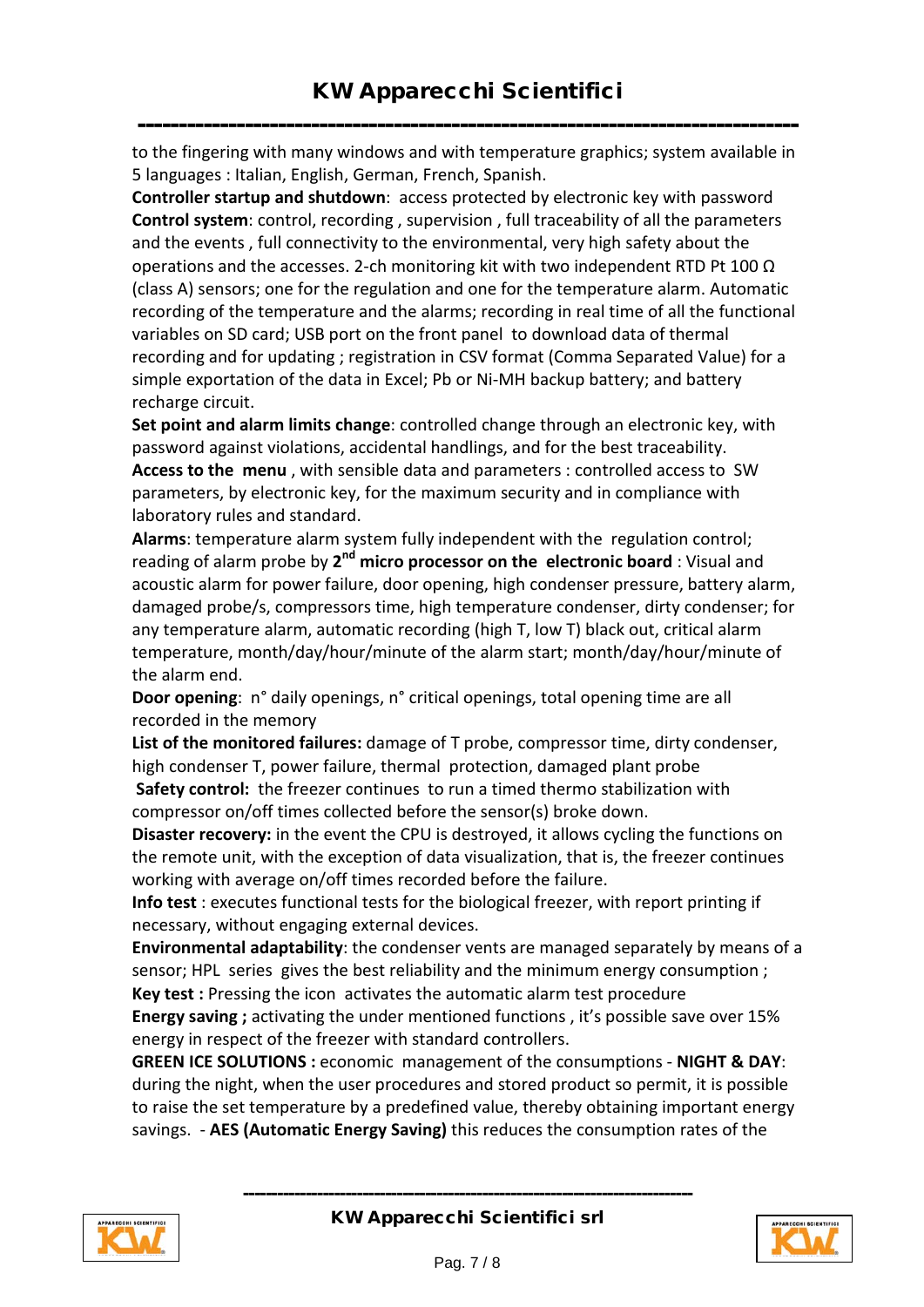to the fingering with many windows and with temperature graphics; system available in 5 languages : Italian, English, German, French, Spanish.

**Controller startup and shutdown**: access protected by electronic key with password

**Control system**: control, recording , supervision , full traceability of all the parameters and the events , full connectivity to the environmental, very high safety about the operations and the accesses. 2-ch monitoring kit with two independent RTD Pt 100 Ω (class A) sensors; one for the regulation and one for the temperature alarm. Automatic recording of the temperature and the alarms; recording in real time of all the functional variables on SD card; USB port on the front panel to download data of thermal recording and for updating ; registration in CSV format (Comma Separated Value) for a simple exportation of the data in Excel; Pb or Ni-MH backup battery; and battery recharge circuit.

**Set point and alarm limits change**: controlled change through an electronic key, with password against violations, accidental handlings, and for the best traceability.

**Access to the menu** , with sensible data and parameters : controlled access to SW parameters, by electronic key, for the maximum security and in compliance with laboratory rules and standard.

**Alarms**: temperature alarm system fully independent with the regulation control; reading of alarm probe by **2nd micro processor on the electronic board** : Visual and acoustic alarm for power failure, door opening, high condenser pressure, battery alarm, damaged probe/s, compressors time, high temperature condenser, dirty condenser; for any temperature alarm, automatic recording (high T, low T) black out, critical alarm temperature, month/day/hour/minute of the alarm start; month/day/hour/minute of the alarm end.

**Door opening**: n° daily openings, n° critical openings, total opening time are all recorded in the memory

**List of the monitored failures:** damage of T probe, compressor time, dirty condenser, high condenser T, power failure, thermal protection, damaged plant probe

**Safety control:** the freezer continues to run a timed thermo stabilization with compressor on/off times collected before the sensor(s) broke down.

**Disaster recovery:** in the event the CPU is destroyed, it allows cycling the functions on the remote unit, with the exception of data visualization, that is, the freezer continues working with average on/off times recorded before the failure.

**Info test** : executes functional tests for the biological freezer, with report printing if necessary, without engaging external devices.

**Environmental adaptability**: the condenser vents are managed separately by means of a sensor; HPL series gives the best reliability and the minimum energy consumption ;

**Key test :** Pressing the icon activates the automatic alarm test procedure

**Energy saving ;** activating the under mentioned functions , it's possible save over 15% energy in respect of the freezer with standard controllers.

**GREEN ICE SOLUTIONS :** economic management of the consumptions - **NIGHT & DAY**: during the night, when the user procedures and stored product so permit, it is possible to raise the set temperature by a predefined value, thereby obtaining important energy savings. - **AES (Automatic Energy Saving)** this reduces the consumption rates of the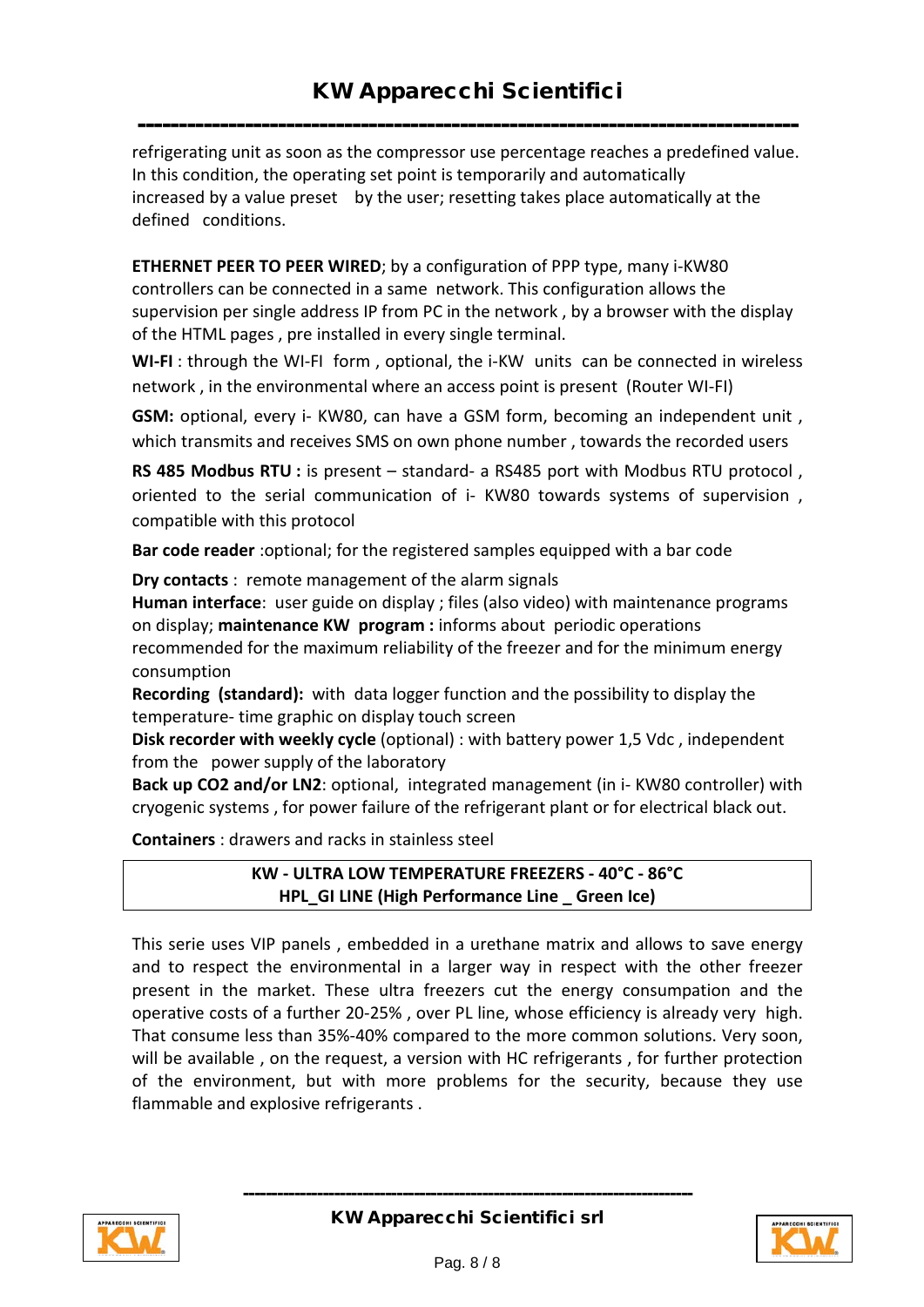refrigerating unit as soon as the compressor use percentage reaches a predefined value. In this condition, the operating set point is temporarily and automatically increased by a value preset by the user; resetting takes place automatically at the defined conditions.

**ETHERNET PEER TO PEER WIRED**; by a configuration of PPP type, many i-KW80 controllers can be connected in a same network. This configuration allows the supervision per single address IP from PC in the network , by a browser with the display of the HTML pages , pre installed in every single terminal.

**WI-FI** : through the WI-FI form , optional, the i-KW units can be connected in wireless network , in the environmental where an access point is present (Router WI-FI)

**GSM:** optional, every i- KW80, can have a GSM form, becoming an independent unit , which transmits and receives SMS on own phone number , towards the recorded users

**RS 485 Modbus RTU :** is present – standard- a RS485 port with Modbus RTU protocol , oriented to the serial communication of i- KW80 towards systems of supervision , compatible with this protocol

**Bar code reader** :optional; for the registered samples equipped with a bar code

**Dry contacts** : remote management of the alarm signals

**Human interface**: user guide on display ; files (also video) with maintenance programs on display; **maintenance KW program :** informs about periodic operations recommended for the maximum reliability of the freezer and for the minimum energy consumption

**Recording (standard):** with data logger function and the possibility to display the temperature- time graphic on display touch screen

**Disk recorder with weekly cycle** (optional) : with battery power 1,5 Vdc , independent from the power supply of the laboratory

**Back up $CO_2$ and/or LN2**: optional, integrated management (in i- KW80 controller) with cryogenic systems , for power failure of the refrigerant plant or for electrical black out.

**Containers** : drawers and racks in stainless steel

## KW - ULTRA LOW TEMPERATURE FREEZERS - 40°C - 86°C
## HPL_GI LINE (High Performance Line _ Green Ice)

This serie uses VIP panels , embedded in a urethane matrix and allows to save energy and to respect the environmental in a larger way in respect with the other freezer present in the market. These ultra freezers cut the energy consumpation and the operative costs of a further 20-25% , over PL line, whose efficiency is already very high. That consume less than 35%-40% compared to the more common solutions. Very soon, will be available , on the request, a version with HC refrigerants , for further protection of the environment, but with more problems for the security, because they use flammable and explosive refrigerants .